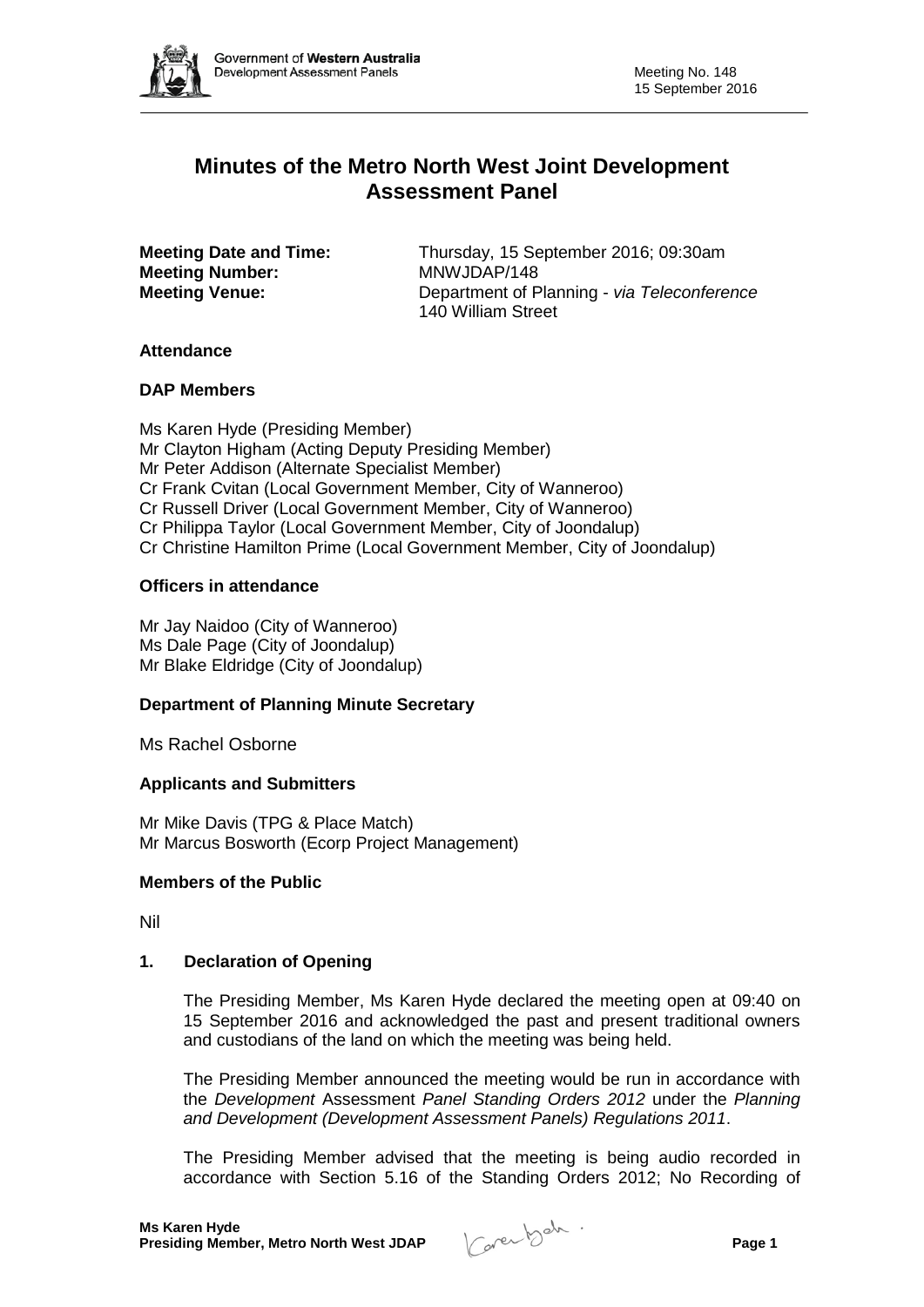# Minutes of the Metro North West Joint Development Assessment Panel

**Meeting Date and Time:** Thursday, 15 September 2016; 09:30am
**Meeting Number:** MNWJDAP/148
**Meeting Venue:** Department of Planning - *via Teleconference*
140 William Street

## Attendance

### DAP Members

Ms Karen Hyde (Presiding Member)
Mr Clayton Higham (Acting Deputy Presiding Member)
Mr Peter Addison (Alternate Specialist Member)
Cr Frank Cvitan (Local Government Member, City of Wanneroo)
Cr Russell Driver (Local Government Member, City of Wanneroo)
Cr Philippa Taylor (Local Government Member, City of Joondalup)
Cr Christine Hamilton Prime (Local Government Member, City of Joondalup)

### Officers in attendance

Mr Jay Naidoo (City of Wanneroo)
Ms Dale Page (City of Joondalup)
Mr Blake Eldridge (City of Joondalup)

### Department of Planning Minute Secretary

Ms Rachel Osborne

### Applicants and Submitters

Mr Mike Davis (TPG & Place Match)
Mr Marcus Bosworth (Ecorp Project Management)

### Members of the Public

Nil

## 1. Declaration of Opening

The Presiding Member, Ms Karen Hyde declared the meeting open at 09:40 on 15 September 2016 and acknowledged the past and present traditional owners and custodians of the land on which the meeting was being held.

The Presiding Member announced the meeting would be run in accordance with the *Development* Assessment *Panel Standing Orders 2012* under the *Planning and Development (Development Assessment Panels) Regulations 2011*.

The Presiding Member advised that the meeting is being audio recorded in accordance with Section 5.16 of the Standing Orders 2012; No Recording of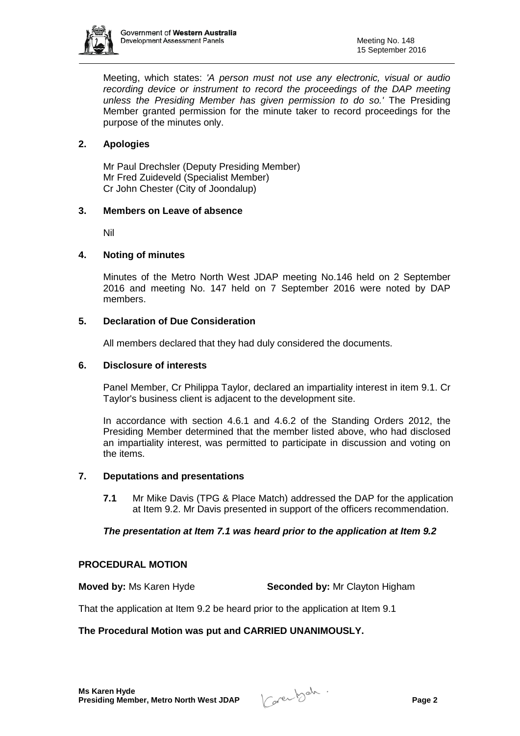Meeting, which states: *'A person must not use any electronic, visual or audio recording device or instrument to record the proceedings of the DAP meeting unless the Presiding Member has given permission to do so.'* The Presiding Member granted permission for the minute taker to record proceedings for the purpose of the minutes only.

## 2. Apologies

Mr Paul Drechsler (Deputy Presiding Member)
Mr Fred Zuideveld (Specialist Member)
Cr John Chester (City of Joondalup)

## 3. Members on Leave of absence

Nil

## 4. Noting of minutes

Minutes of the Metro North West JDAP meeting No.146 held on 2 September 2016 and meeting No. 147 held on 7 September 2016 were noted by DAP members.

## 5. Declaration of Due Consideration

All members declared that they had duly considered the documents.

## 6. Disclosure of interests

Panel Member, Cr Philippa Taylor, declared an impartiality interest in item 9.1. Cr Taylor's business client is adjacent to the development site.

In accordance with section 4.6.1 and 4.6.2 of the Standing Orders 2012, the Presiding Member determined that the member listed above, who had disclosed an impartiality interest, was permitted to participate in discussion and voting on the items.

## 7. Deputations and presentations

**7.1** Mr Mike Davis (TPG & Place Match) addressed the DAP for the application at Item 9.2. Mr Davis presented in support of the officers recommendation.

***The presentation at Item 7.1 was heard prior to the application at Item 9.2***

**PROCEDURAL MOTION**

**Moved by:** Ms Karen Hyde **Seconded by:** Mr Clayton Higham

That the application at Item 9.2 be heard prior to the application at Item 9.1

**The Procedural Motion was put and CARRIED UNANIMOUSLY.**

**Ms Karen Hyde**
**Presiding Member, Metro North West JDAP**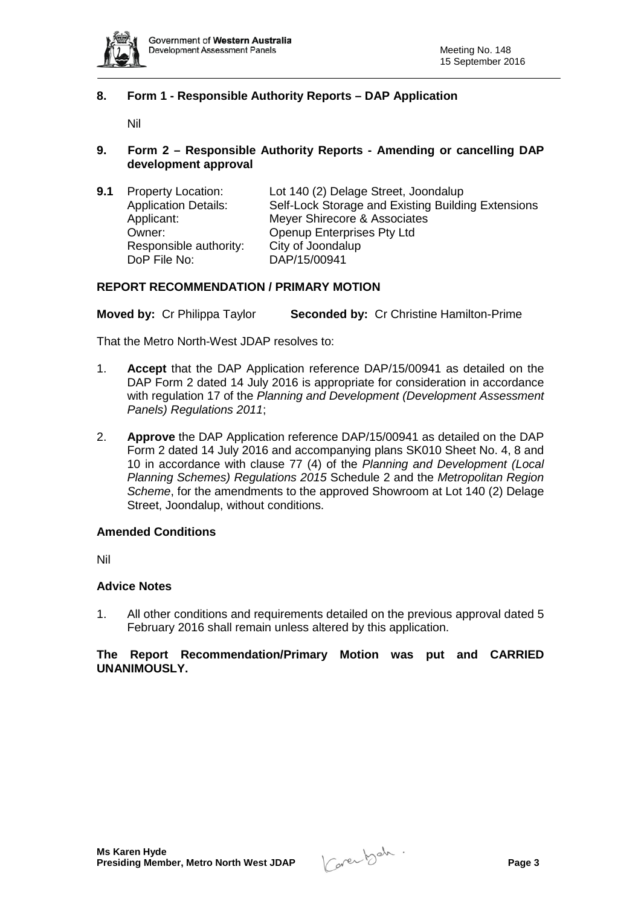## 8. Form 1 - Responsible Authority Reports – DAP Application

Nil

## 9. Form 2 – Responsible Authority Reports - Amending or cancelling DAP development approval

**9.1**

| | |
|---|---|
| Property Location: | Lot 140 (2) Delage Street, Joondalup |
| Application Details: | Self-Lock Storage and Existing Building Extensions |
| Applicant: | Meyer Shirecore & Associates |
| Owner: | Openup Enterprises Pty Ltd |
| Responsible authority: | City of Joondalup |
| DoP File No: | DAP/15/00941 |

### REPORT RECOMMENDATION / PRIMARY MOTION

**Moved by:** Cr Philippa Taylor **Seconded by:** Cr Christine Hamilton-Prime

That the Metro North-West JDAP resolves to:

1. **Accept** that the DAP Application reference DAP/15/00941 as detailed on the DAP Form 2 dated 14 July 2016 is appropriate for consideration in accordance with regulation 17 of the *Planning and Development (Development Assessment Panels) Regulations 2011*;

2. **Approve** the DAP Application reference DAP/15/00941 as detailed on the DAP Form 2 dated 14 July 2016 and accompanying plans SK010 Sheet No. 4, 8 and 10 in accordance with clause 77 (4) of the *Planning and Development (Local Planning Schemes) Regulations 2015* Schedule 2 and the *Metropolitan Region Scheme*, for the amendments to the approved Showroom at Lot 140 (2) Delage Street, Joondalup, without conditions.

### Amended Conditions

Nil

### Advice Notes

1. All other conditions and requirements detailed on the previous approval dated 5 February 2016 shall remain unless altered by this application.

**The Report Recommendation/Primary Motion was put and CARRIED UNANIMOUSLY.**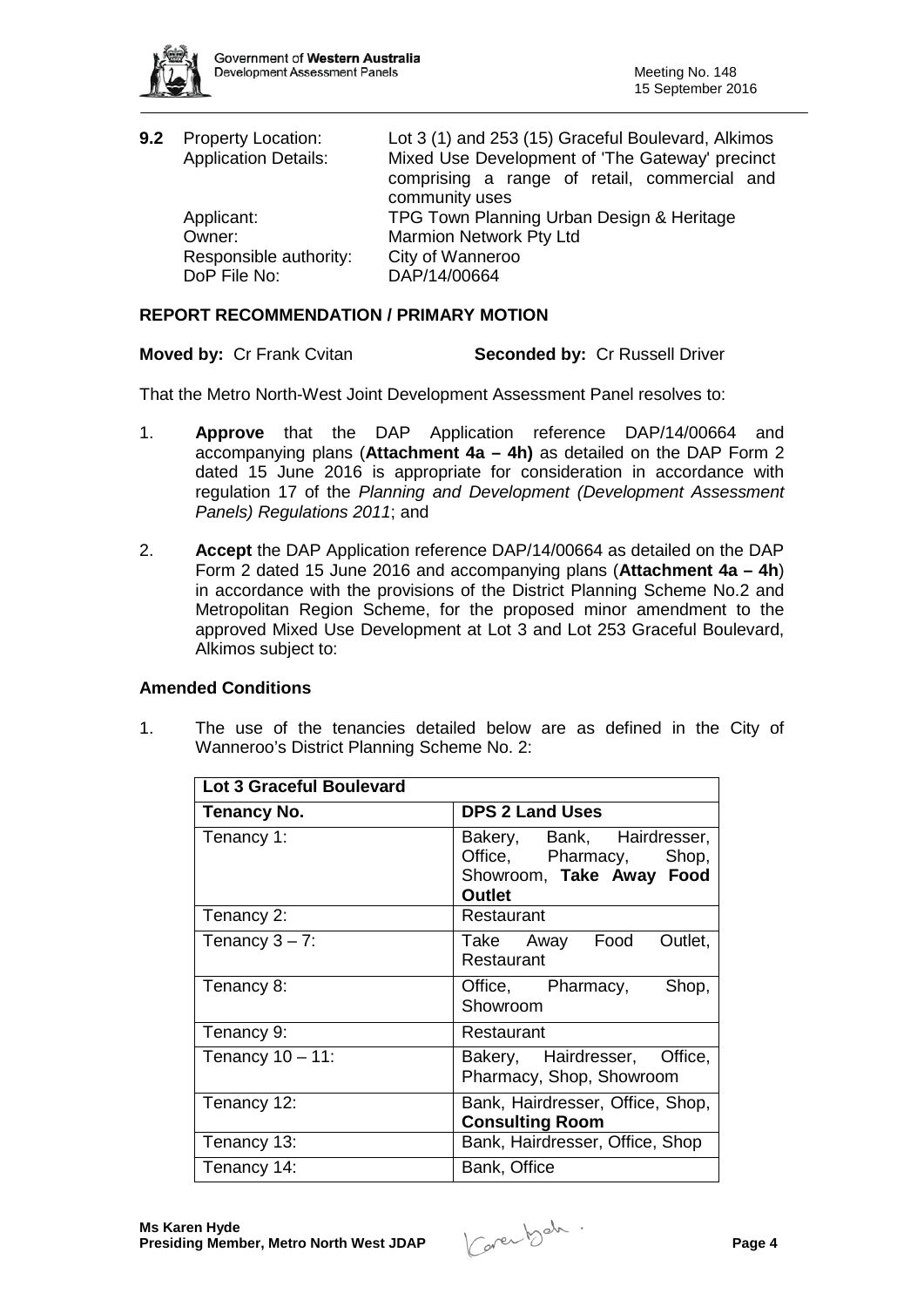**9.2** Property Location: Lot 3 (1) and 253 (15) Graceful Boulevard, Alkimos
Application Details: Mixed Use Development of 'The Gateway' precinct comprising a range of retail, commercial and community uses
Applicant: TPG Town Planning Urban Design & Heritage
Owner: Marmion Network Pty Ltd
Responsible authority: City of Wanneroo
DoP File No: DAP/14/00664

## REPORT RECOMMENDATION / PRIMARY MOTION

**Moved by:** Cr Frank Cvitan **Seconded by:** Cr Russell Driver

That the Metro North-West Joint Development Assessment Panel resolves to:

1. **Approve** that the DAP Application reference DAP/14/00664 and accompanying plans (**Attachment 4a – 4h)** as detailed on the DAP Form 2 dated 15 June 2016 is appropriate for consideration in accordance with regulation 17 of the *Planning and Development (Development Assessment Panels) Regulations 2011*; and

2. **Accept** the DAP Application reference DAP/14/00664 as detailed on the DAP Form 2 dated 15 June 2016 and accompanying plans (**Attachment 4a – 4h**) in accordance with the provisions of the District Planning Scheme No.2 and Metropolitan Region Scheme, for the proposed minor amendment to the approved Mixed Use Development at Lot 3 and Lot 253 Graceful Boulevard, Alkimos subject to:

### Amended Conditions

1. The use of the tenancies detailed below are as defined in the City of Wanneroo's District Planning Scheme No. 2:

| **Lot 3 Graceful Boulevard** | |
|---|---|
| **Tenancy No.** | **DPS 2 Land Uses** |
| Tenancy 1: | Bakery, Bank, Hairdresser, Office, Pharmacy, Shop, Showroom, **Take Away Food Outlet** |
| Tenancy 2: | Restaurant |
| Tenancy 3 – 7: | Take Away Food Outlet, Restaurant |
| Tenancy 8: | Office, Pharmacy, Shop, Showroom |
| Tenancy 9: | Restaurant |
| Tenancy 10 – 11: | Bakery, Hairdresser, Office, Pharmacy, Shop, Showroom |
| Tenancy 12: | Bank, Hairdresser, Office, Shop, **Consulting Room** |
| Tenancy 13: | Bank, Hairdresser, Office, Shop |
| Tenancy 14: | Bank, Office |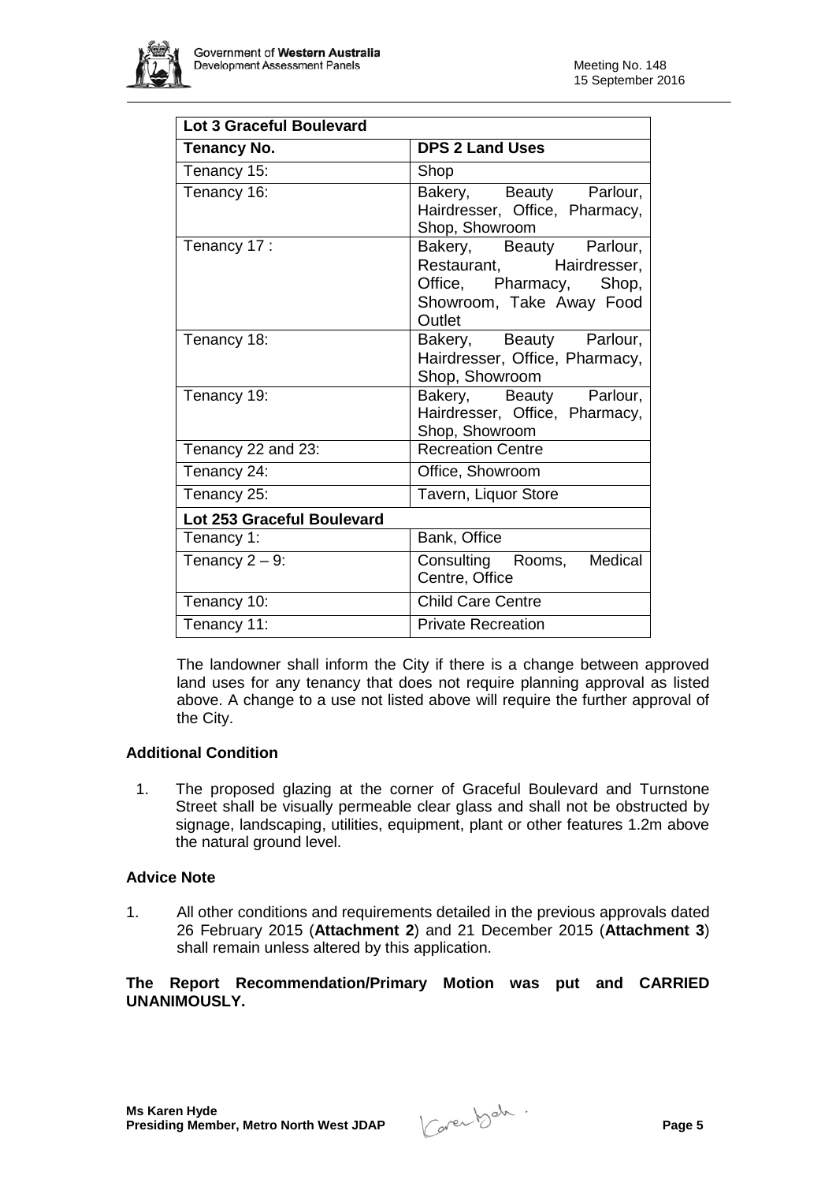| Lot 3 Graceful Boulevard | |
|---|---|
| **Tenancy No.** | **DPS 2 Land Uses** |
| Tenancy 15: | Shop |
| Tenancy 16: | Bakery, Beauty Parlour, Hairdresser, Office, Pharmacy, Shop, Showroom |
| Tenancy 17 : | Bakery, Beauty Parlour, Restaurant, Hairdresser, Office, Pharmacy, Shop, Showroom, Take Away Food Outlet |
| Tenancy 18: | Bakery, Beauty Parlour, Hairdresser, Office, Pharmacy, Shop, Showroom |
| Tenancy 19: | Bakery, Beauty Parlour, Hairdresser, Office, Pharmacy, Shop, Showroom |
| Tenancy 22 and 23: | Recreation Centre |
| Tenancy 24: | Office, Showroom |
| Tenancy 25: | Tavern, Liquor Store |
| **Lot 253 Graceful Boulevard** | |
| Tenancy 1: | Bank, Office |
| Tenancy 2 – 9: | Consulting Rooms, Medical Centre, Office |
| Tenancy 10: | Child Care Centre |
| Tenancy 11: | Private Recreation |

The landowner shall inform the City if there is a change between approved land uses for any tenancy that does not require planning approval as listed above. A change to a use not listed above will require the further approval of the City.

### Additional Condition

1. The proposed glazing at the corner of Graceful Boulevard and Turnstone Street shall be visually permeable clear glass and shall not be obstructed by signage, landscaping, utilities, equipment, plant or other features 1.2m above the natural ground level.

### Advice Note

1. All other conditions and requirements detailed in the previous approvals dated 26 February 2015 (**Attachment 2**) and 21 December 2015 (**Attachment 3**) shall remain unless altered by this application.

**The Report Recommendation/Primary Motion was put and CARRIED UNANIMOUSLY.**

**Ms Karen Hyde**
**Presiding Member, Metro North West JDAP**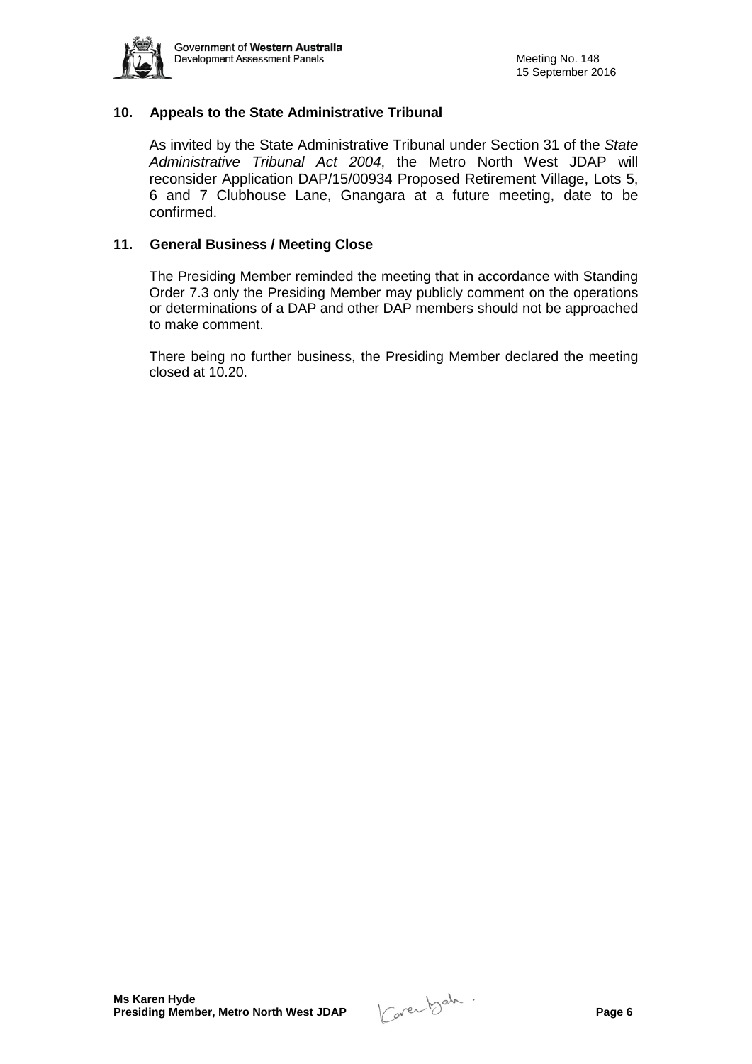## 10. Appeals to the State Administrative Tribunal

As invited by the State Administrative Tribunal under Section 31 of the *State Administrative Tribunal Act 2004*, the Metro North West JDAP will reconsider Application DAP/15/00934 Proposed Retirement Village, Lots 5, 6 and 7 Clubhouse Lane, Gnangara at a future meeting, date to be confirmed.

## 11. General Business / Meeting Close

The Presiding Member reminded the meeting that in accordance with Standing Order 7.3 only the Presiding Member may publicly comment on the operations or determinations of a DAP and other DAP members should not be approached to make comment.

There being no further business, the Presiding Member declared the meeting closed at 10.20.

**Ms Karen Hyde**
**Presiding Member, Metro North West JDAP**